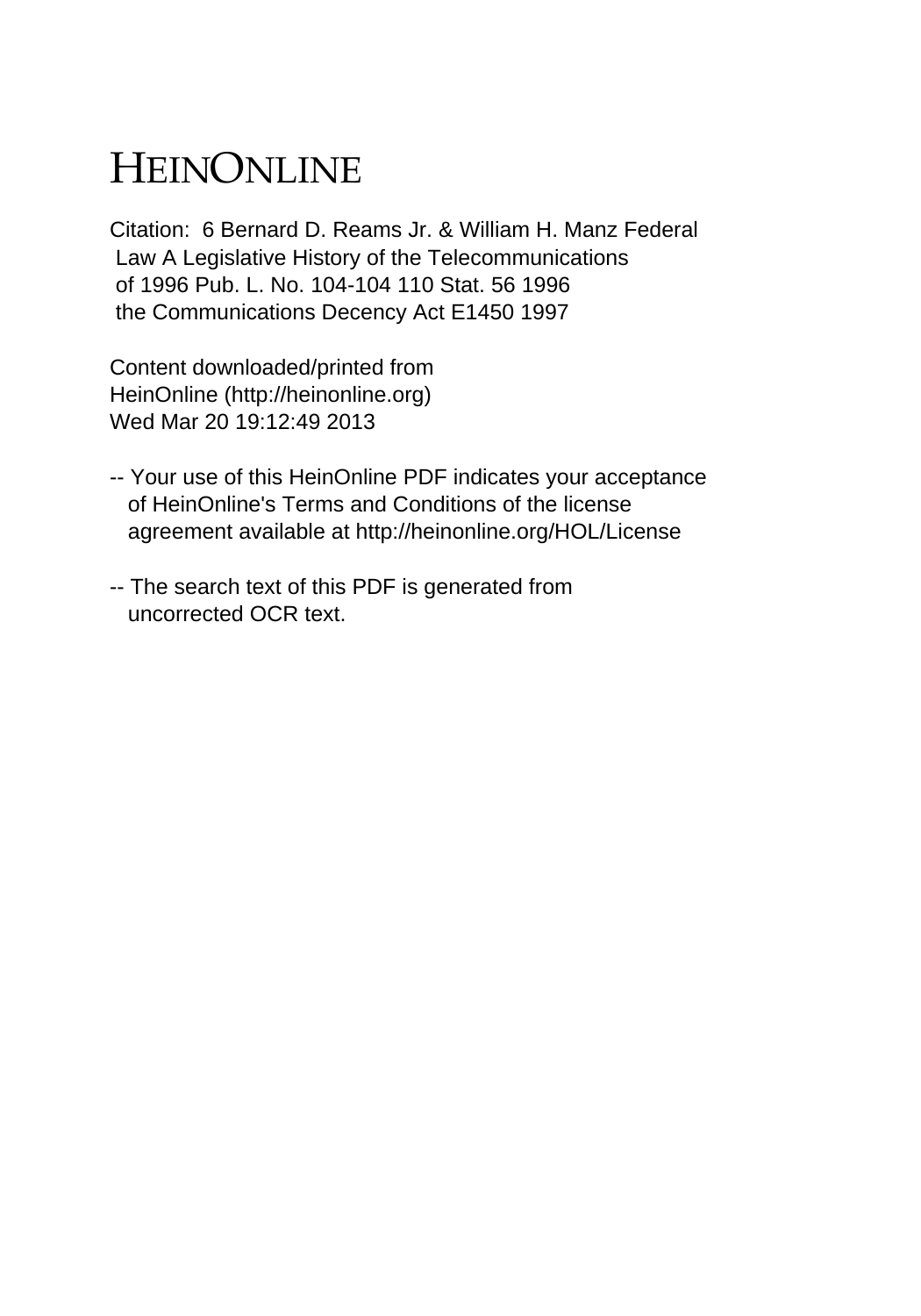# HEINONLINE

Citation: 6 Bernard D. Reams Jr. & William H. Manz Federal Law A Legislative History of the Telecommunications of 1996 Pub. L. No. 104-104 110 Stat. 56 1996 the Communications Decency Act E1450 1997

Content downloaded/printed from HeinOnline (http://heinonline.org)
Wed Mar 20 19:12:49 2013

-- Your use of this HeinOnline PDF indicates your acceptance of HeinOnline's Terms and Conditions of the license agreement available at http://heinonline.org/HOL/License

-- The search text of this PDF is generated from uncorrected OCR text.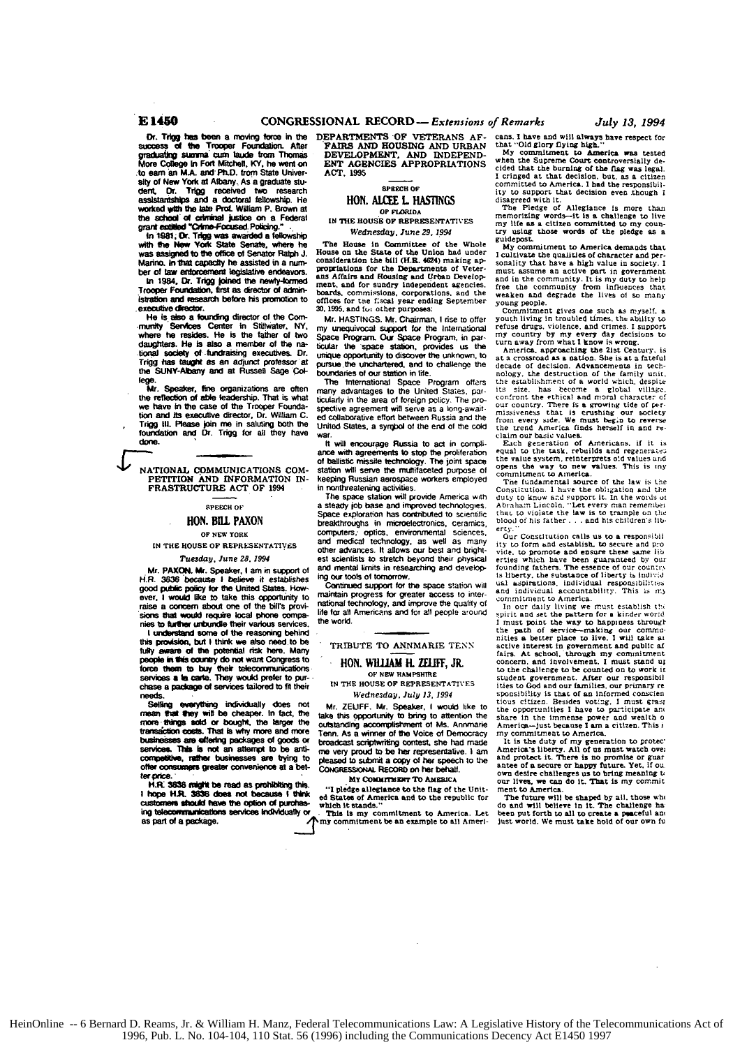Dr. Trigg has been a moving force in the success of the Trooper Foundation. After graduating summa cum laude from Thomas More College in Fort Mitchell, KY, he went on to earn an M.A. and Ph.D. from State University of New York at Albany. As a graduate student, Dr. Trigg received two research assistantships and a doctoral fellowship. He worked with the late Prof. William P. Brown at the school of criminal justice on a Federal grant entitled "Crime-Focused Policing."

In 1981, Dr. Trigg was awarded a fellowship with the New York State Senate, where he was assigned to the office of Senator Ralph J. Marino. In that capacity he assisted in a number of law enforcement legislative endeavors.

In 1984, Dr. Trigg joined the newly-formed Trooper Foundation, first as director of administration and research before his promotion to executive director.

He is also a founding director of the Community Services Center in Stillwater, NY, where he resides. He is the father of two daughters. He is also a member of the national society of fundraising executives. Dr. Trigg has taught as an adjunct professor at the SUNY-Albany and at Russell Sage College.

Mr. Speaker, fine organizations are often the reflection of able leadership. That is what we have in the case of the Trooper Foundation and its executive director, Dr. William C. Trigg III. Please join me in saluting both the foundation and Dr. Trigg for all they have done.

## NATIONAL COMMUNICATIONS COMPETITION AND INFORMATION INFRASTRUCTURE ACT OF 1994

SPEECH OF

### HON. BILL PAXON

OF NEW YORK

IN THE HOUSE OF REPRESENTATIVES

*Tuesday, June 28, 1994*

Mr. PAXON. Mr. Speaker, I am in support of H.R. 3636 because I believe it establishes good public policy for the United States. However, I would like to take this opportunity to raise a concern about one of the bill's provisions that would require local phone companies to further unbundle their various services.

I understand some of the reasoning behind this provision, but I think we also need to be fully aware of the potential risk here. Many people in this country do not want Congress to force them to buy their telecommunications services a la carte. They would prefer to purchase a package of services tailored to fit their needs.

Selling everything individually does not mean that they will be cheaper. In fact, the more things sold or bought, the larger the transaction costs. That is why more and more businesses are offering packages of goods or services. This is not an attempt to be anti-competitive, rather businesses are trying to offer consumers greater convenience at a better price.

H.R. 3636 might be read as prohibiting this. I hope H.R. 3636 does not because I think customers should have the option of purchasing telecommunications services individually or as part of a package.

## DEPARTMENTS OF VETERANS AFFAIRS AND HOUSING AND URBAN DEVELOPMENT, AND INDEPENDENT AGENCIES APPROPRIATIONS ACT, 1995

SPEECH OF

### HON. ALCEE L. HASTINGS

OF FLORIDA

IN THE HOUSE OF REPRESENTATIVES

*Wednesday, June 29, 1994*

The House in Committee of the Whole House on the State of the Union had under consideration the bill (H.R. 4624) making appropriations for the Departments of Veterans Affairs and Housing and Urban Development, and for sundry independent agencies, boards, commissions, corporations, and the offices for the fiscal year ending September 30, 1995, and for other purposes:

Mr. HASTINGS. Mr. Chairman, I rise to offer my unequivocal support for the International Space Program. Our Space Program, in particular the space station, provides us the unique opportunity to discover the unknown, to pursue the unchartered, and to challenge the boundaries of our station in life.

The International Space Program offers many advantages to the United States, particularly in the area of foreign policy. The prospective agreement will serve as a long-awaited collaborative effort between Russia and the United States, a symbol of the end of the cold war.

It will encourage Russia to act in compliance with agreements to stop the proliferation of ballistic missile technology. The joint space station will serve the multifaceted purpose of keeping Russian aerospace workers employed in nonthreatening activities.

The space station will provide America with a steady job base and improved technologies. Space exploration has contributed to scientific breakthroughs in microelectronics, ceramics, computers, optics, environmental sciences, and medical technology, as well as many other advances. It allows our best and brightest scientists to stretch beyond their physical and mental limits in researching and developing our tools of tomorrow.

Continued support for the space station will maintain progress for greater access to international technology, and improve the quality of life for all Americans and for all people around the world.

## TRIBUTE TO ANNMARIE TENN

### HON. WILLIAM H. ZELIFF, JR.

OF NEW HAMPSHIRE

IN THE HOUSE OF REPRESENTATIVES

*Wednesday, July 13, 1994*

Mr. ZELIFF. Mr. Speaker, I would like to take this opportunity to bring to the attention the outstanding accomplishment of Ms. Annmarie Tenn. As a winner of the Voice of Democracy broadcast scriptwriting contest, she had made me very proud to be her representative. I am pleased to submit a copy of her speech to the CONGRESSIONAL RECORD on her behalf.

MY COMMITMENT TO AMERICA

"I pledge allegiance to the flag of the United States of America and to the republic for which it stands."

This is my commitment to America. Let my commitment be an example to all Americans. I have and will always have respect for that "Old glory flying high."

My commitment to America was tested when the Supreme Court controversially decided that the burning of the flag was legal. I cringed at that decision, but, as a citizen committed to America, I had the responsibility to support that decision even though I disagreed with it.

The Pledge of Allegiance is more than memorizing words—it is a challenge to live my life as a citizen committed to my country using those words of the pledge as a guidepost.

My commitment to America demands that I cultivate the qualities of character and personality that have a high value in society. I must assume an active part in government and in the community. It is my duty to help free the community from influences that weaken and degrade the lives of so many young people.

Commitment gives one such as myself, a youth living in troubled times, the ability to refuse drugs, violence, and crimes. I support my country by my every day decisions to turn away from what I know is wrong.

America, approaching the 21st Century, is at a crossroad as a nation. She is at a fateful decade of decision. Advancements in technology, the destruction of the family unit, the establishment of a world which, despite its size, has become a global village, confront the ethical and moral character of our country. There is a growing tide of permissiveness that is crushing our society from every side. We must begin to reverse the trend America finds herself in and reclaim our basic values.

Each generation of Americans, if it is equal to the task, rebuilds and regenerates the value system, reinterprets old values and opens the way to new values. This is my commitment to America.

The fundamental source of the law is the Constitution. I have the obligation and the duty to know and support it. In the words of Abraham Lincoln, "Let every man remember that to violate the law is to trample on the blood of his father . . . and his children's liberty."

Our Constitution calls us to a responsibility to form and establish, to secure and provide, to promote and ensure these same liberties which have been guaranteed by our founding fathers. The essence of our country is liberty, the substance of liberty is individual aspirations, individual responsibilities and individual accountability. This is my commitment to America.

In our daily living we must establish the spirit and set the pattern for a kinder world. I must point the way to happiness through the path of service—making our communities a better place to live. I will take an active interest in government and public affairs. At school, through my commitment concern, and involvement, I must stand up to the challenge to be counted on to work in student government. After our responsibilities to God and our families, our primary responsibility is that of an informed conscientious citizen. Besides voting, I must grasp the opportunities I have to participate and share in the immense power and wealth of America—just because I am a citizen. This is my commitment to America.

It is the duty of my generation to protect America's liberty. All of us must watch over and protect it. There is no promise or guarantee of a secure or happy future. Yet, if our own desire challenges us to bring meaning to our lives, we can do it. That is my commitment to America.

The future will be shaped by all, those who do and will believe in it. The challenge has been put forth to all to create a peaceful and just world. We must take hold of our own fu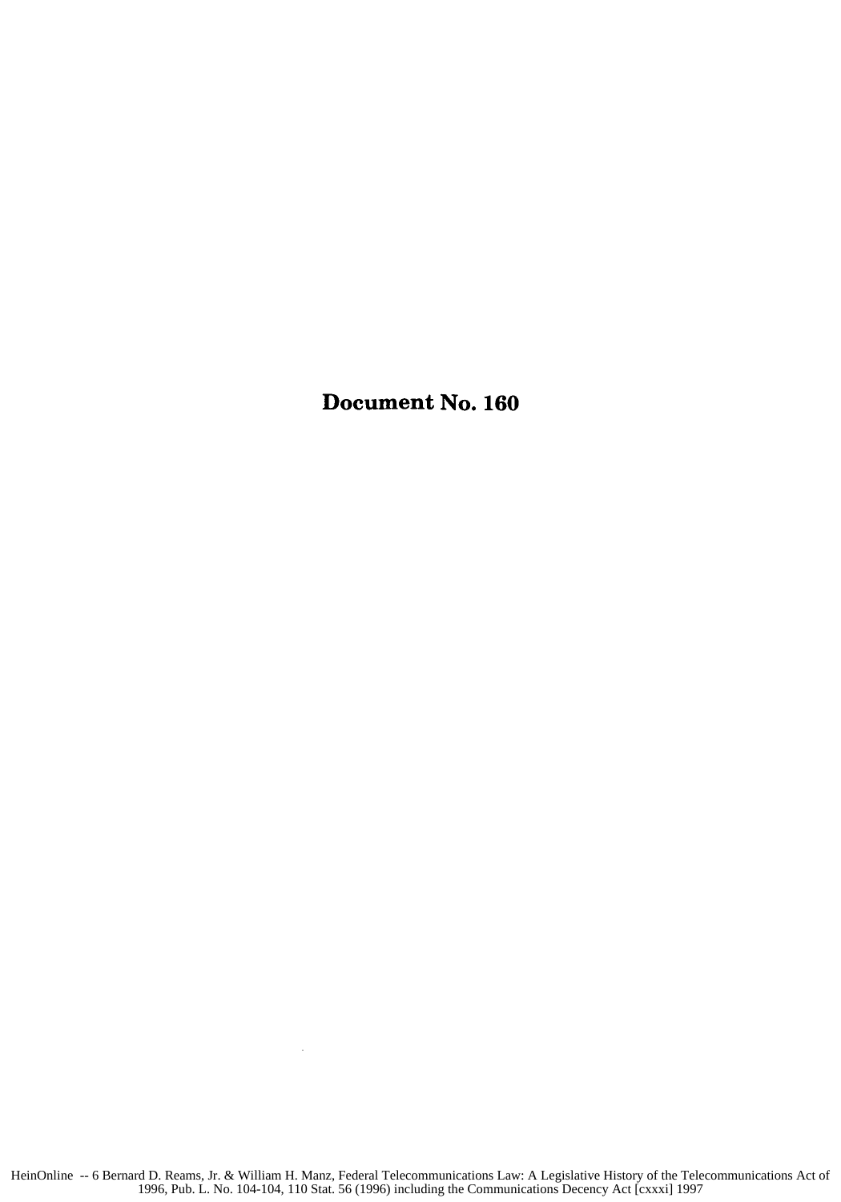# Document No. 160